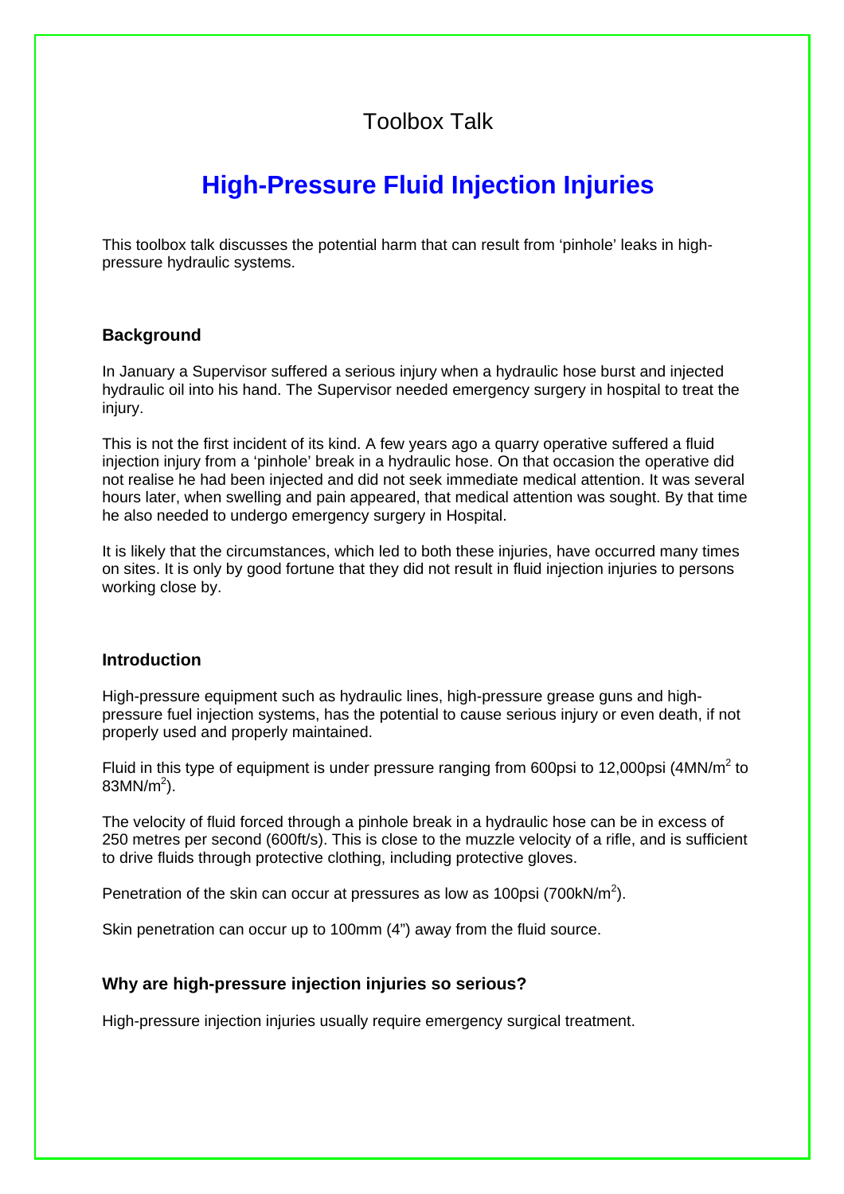Toolbox Talk

# High-Pressure Fluid Injection Injuries

This toolbox talk discusses the potential harm that can result from 'pinhole' leaks in high-pressure hydraulic systems.

### Background

In January a Supervisor suffered a serious injury when a hydraulic hose burst and injected hydraulic oil into his hand. The Supervisor needed emergency surgery in hospital to treat the injury.

This is not the first incident of its kind. A few years ago a quarry operative suffered a fluid injection injury from a 'pinhole' break in a hydraulic hose. On that occasion the operative did not realise he had been injected and did not seek immediate medical attention. It was several hours later, when swelling and pain appeared, that medical attention was sought. By that time he also needed to undergo emergency surgery in Hospital.

It is likely that the circumstances, which led to both these injuries, have occurred many times on sites. It is only by good fortune that they did not result in fluid injection injuries to persons working close by.

### Introduction

High-pressure equipment such as hydraulic lines, high-pressure grease guns and high-pressure fuel injection systems, has the potential to cause serious injury or even death, if not properly used and properly maintained.

Fluid in this type of equipment is under pressure ranging from 600psi to 12,000psi ($4MN/m^2$ to $83MN/m^2$).

The velocity of fluid forced through a pinhole break in a hydraulic hose can be in excess of 250 metres per second (600ft/s). This is close to the muzzle velocity of a rifle, and is sufficient to drive fluids through protective clothing, including protective gloves.

Penetration of the skin can occur at pressures as low as 100psi ($700kN/m^2$).

Skin penetration can occur up to 100mm (4") away from the fluid source.

### Why are high-pressure injection injuries so serious?

High-pressure injection injuries usually require emergency surgical treatment.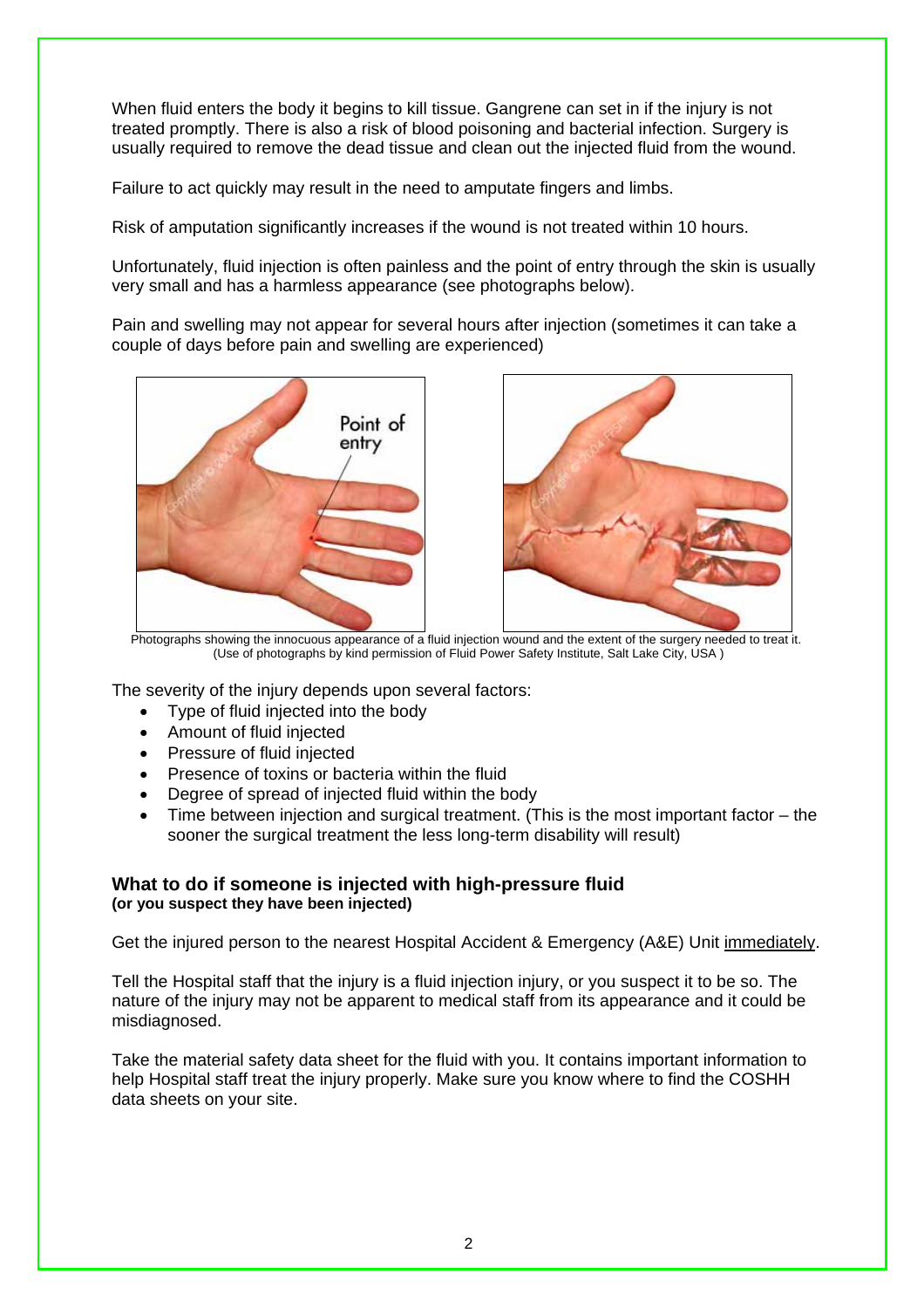When fluid enters the body it begins to kill tissue. Gangrene can set in if the injury is not treated promptly. There is also a risk of blood poisoning and bacterial infection. Surgery is usually required to remove the dead tissue and clean out the injected fluid from the wound.

Failure to act quickly may result in the need to amputate fingers and limbs.

Risk of amputation significantly increases if the wound is not treated within 10 hours.

Unfortunately, fluid injection is often painless and the point of entry through the skin is usually very small and has a harmless appearance (see photographs below).

Pain and swelling may not appear for several hours after injection (sometimes it can take a couple of days before pain and swelling are experienced)

Photographs showing the innocuous appearance of a fluid injection wound and the extent of the surgery needed to treat it.
(Use of photographs by kind permission of Fluid Power Safety Institute, Salt Lake City, USA )

The severity of the injury depends upon several factors:

- Type of fluid injected into the body
- Amount of fluid injected
- Pressure of fluid injected
- Presence of toxins or bacteria within the fluid
- Degree of spread of injected fluid within the body
- Time between injection and surgical treatment. (This is the most important factor – the sooner the surgical treatment the less long-term disability will result)

## What to do if someone is injected with high-pressure fluid
**(or you suspect they have been injected)**

Get the injured person to the nearest Hospital Accident & Emergency (A&E) Unit immediately.

Tell the Hospital staff that the injury is a fluid injection injury, or you suspect it to be so. The nature of the injury may not be apparent to medical staff from its appearance and it could be misdiagnosed.

Take the material safety data sheet for the fluid with you. It contains important information to help Hospital staff treat the injury properly. Make sure you know where to find the COSHH data sheets on your site.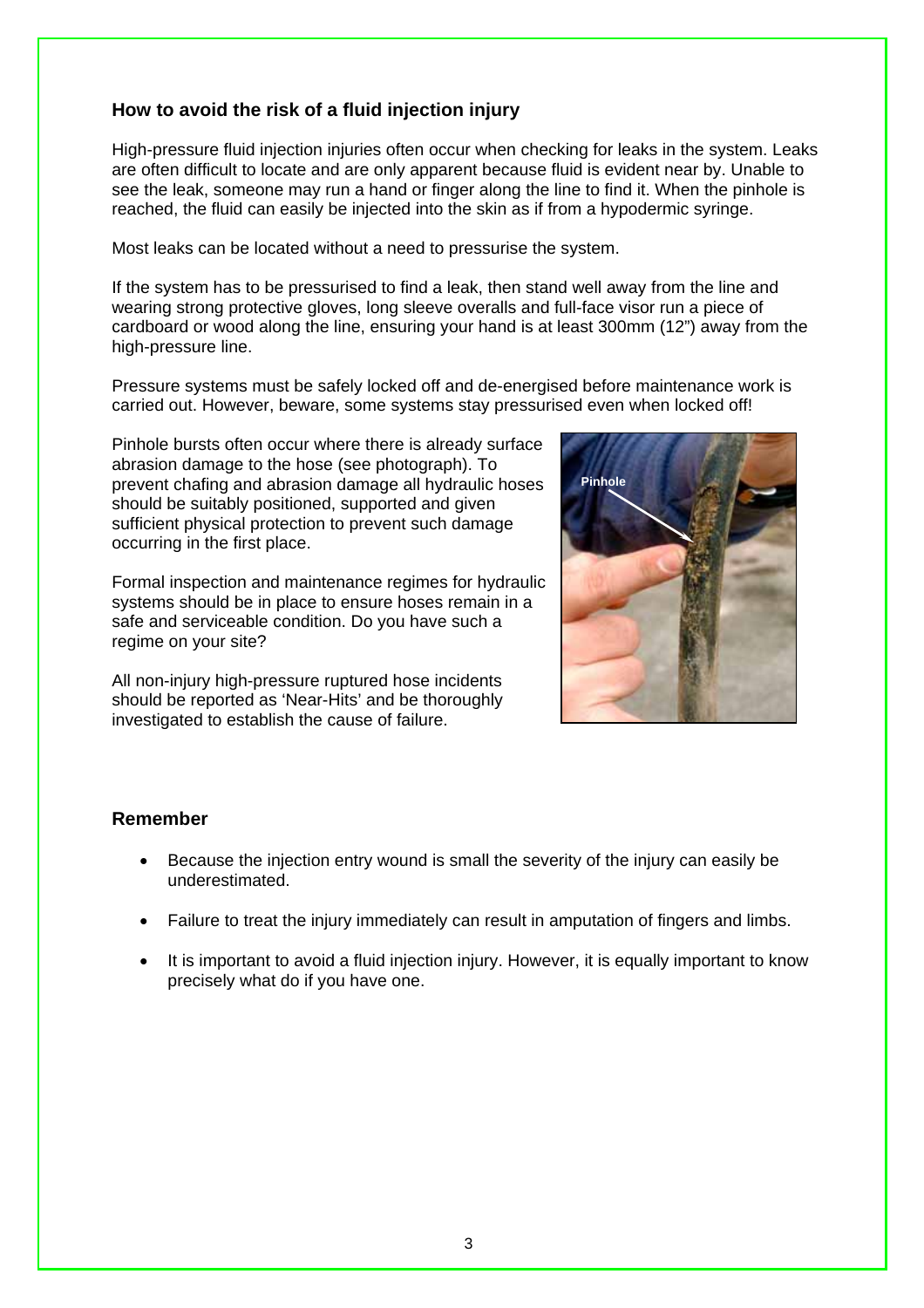## How to avoid the risk of a fluid injection injury

High-pressure fluid injection injuries often occur when checking for leaks in the system. Leaks are often difficult to locate and are only apparent because fluid is evident near by. Unable to see the leak, someone may run a hand or finger along the line to find it. When the pinhole is reached, the fluid can easily be injected into the skin as if from a hypodermic syringe.

Most leaks can be located without a need to pressurise the system.

If the system has to be pressurised to find a leak, then stand well away from the line and wearing strong protective gloves, long sleeve overalls and full-face visor run a piece of cardboard or wood along the line, ensuring your hand is at least 300mm (12") away from the high-pressure line.

Pressure systems must be safely locked off and de-energised before maintenance work is carried out. However, beware, some systems stay pressurised even when locked off!

Pinhole bursts often occur where there is already surface abrasion damage to the hose (see photograph). To prevent chafing and abrasion damage all hydraulic hoses should be suitably positioned, supported and given sufficient physical protection to prevent such damage occurring in the first place.

Formal inspection and maintenance regimes for hydraulic systems should be in place to ensure hoses remain in a safe and serviceable condition. Do you have such a regime on your site?

All non-injury high-pressure ruptured hose incidents should be reported as 'Near-Hits' and be thoroughly investigated to establish the cause of failure.

Pinhole

## Remember

- Because the injection entry wound is small the severity of the injury can easily be underestimated.
- Failure to treat the injury immediately can result in amputation of fingers and limbs.
- It is important to avoid a fluid injection injury. However, it is equally important to know precisely what do if you have one.